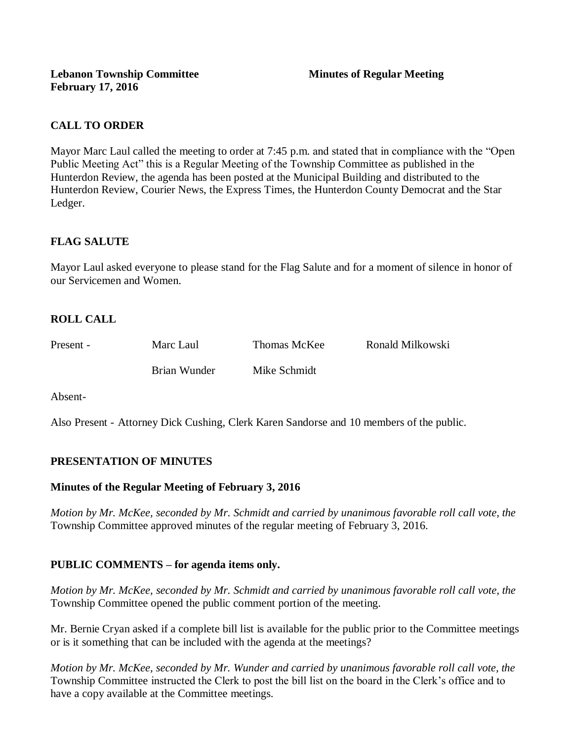**Lebanon Township Committee** **Minutes of Regular Meeting**
**February 17, 2016**

## CALL TO ORDER

Mayor Marc Laul called the meeting to order at 7:45 p.m. and stated that in compliance with the "Open Public Meeting Act" this is a Regular Meeting of the Township Committee as published in the Hunterdon Review, the agenda has been posted at the Municipal Building and distributed to the Hunterdon Review, Courier News, the Express Times, the Hunterdon County Democrat and the Star Ledger.

## FLAG SALUTE

Mayor Laul asked everyone to please stand for the Flag Salute and for a moment of silence in honor of our Servicemen and Women.

## ROLL CALL

| Present - | Marc Laul | Thomas McKee | Ronald Milkowski |
|---|---|---|---|
| | Brian Wunder | Mike Schmidt | |

Absent-

Also Present - Attorney Dick Cushing, Clerk Karen Sandorse and 10 members of the public.

## PRESENTATION OF MINUTES

### Minutes of the Regular Meeting of February 3, 2016

*Motion by Mr. McKee, seconded by Mr. Schmidt and carried by unanimous favorable roll call vote, the* Township Committee approved minutes of the regular meeting of February 3, 2016.

## PUBLIC COMMENTS – for agenda items only.

*Motion by Mr. McKee, seconded by Mr. Schmidt and carried by unanimous favorable roll call vote, the* Township Committee opened the public comment portion of the meeting.

Mr. Bernie Cryan asked if a complete bill list is available for the public prior to the Committee meetings or is it something that can be included with the agenda at the meetings?

*Motion by Mr. McKee, seconded by Mr. Wunder and carried by unanimous favorable roll call vote, the* Township Committee instructed the Clerk to post the bill list on the board in the Clerk's office and to have a copy available at the Committee meetings.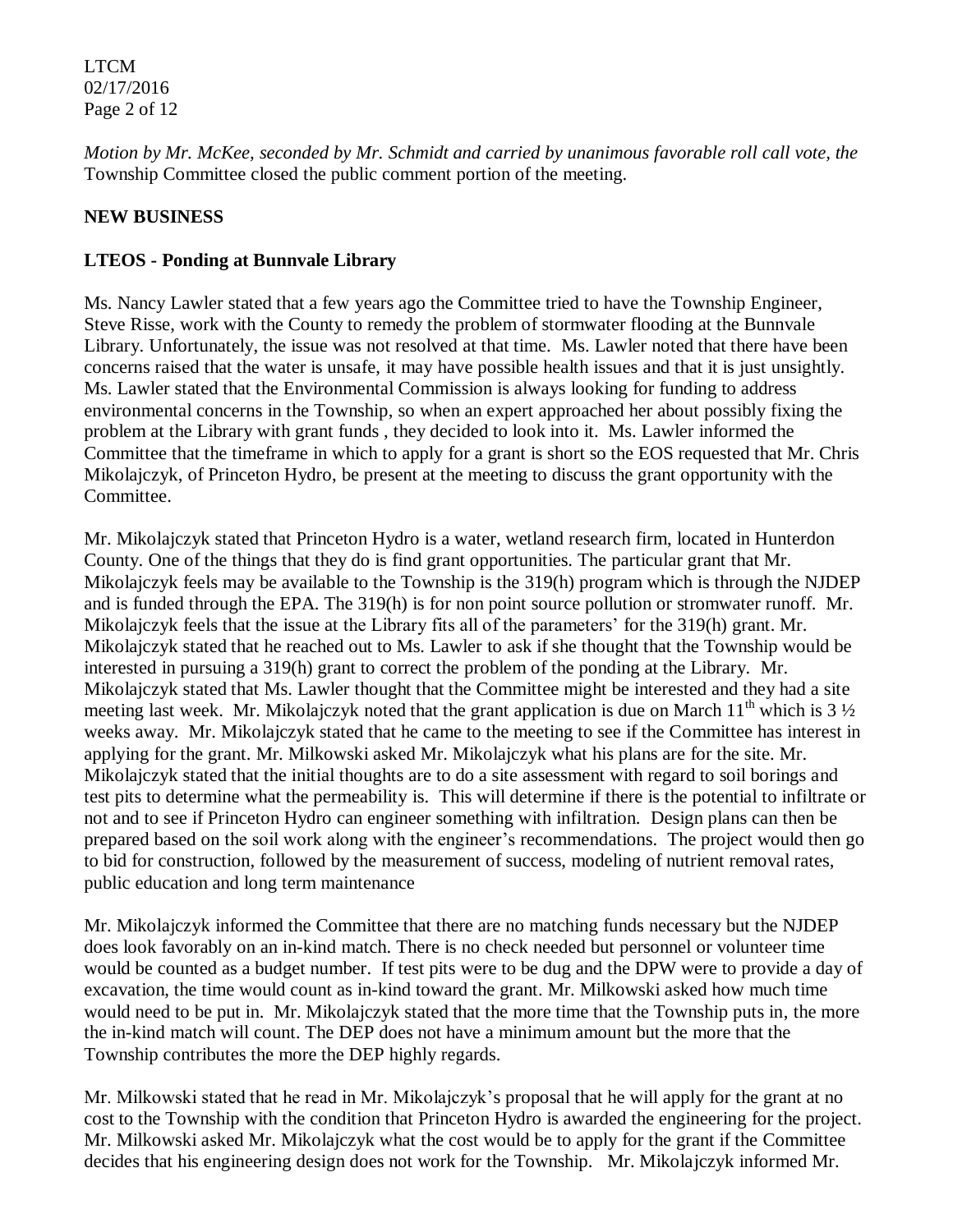*Motion by Mr. McKee, seconded by Mr. Schmidt and carried by unanimous favorable roll call vote, the* Township Committee closed the public comment portion of the meeting.

**NEW BUSINESS**

**LTEOS - Ponding at Bunnvale Library**

Ms. Nancy Lawler stated that a few years ago the Committee tried to have the Township Engineer, Steve Risse, work with the County to remedy the problem of stormwater flooding at the Bunnvale Library. Unfortunately, the issue was not resolved at that time. Ms. Lawler noted that there have been concerns raised that the water is unsafe, it may have possible health issues and that it is just unsightly. Ms. Lawler stated that the Environmental Commission is always looking for funding to address environmental concerns in the Township, so when an expert approached her about possibly fixing the problem at the Library with grant funds , they decided to look into it. Ms. Lawler informed the Committee that the timeframe in which to apply for a grant is short so the EOS requested that Mr. Chris Mikolajczyk, of Princeton Hydro, be present at the meeting to discuss the grant opportunity with the Committee.

Mr. Mikolajczyk stated that Princeton Hydro is a water, wetland research firm, located in Hunterdon County. One of the things that they do is find grant opportunities. The particular grant that Mr. Mikolajczyk feels may be available to the Township is the 319(h) program which is through the NJDEP and is funded through the EPA. The 319(h) is for non point source pollution or stromwater runoff. Mr. Mikolajczyk feels that the issue at the Library fits all of the parameters' for the 319(h) grant. Mr. Mikolajczyk stated that he reached out to Ms. Lawler to ask if she thought that the Township would be interested in pursuing a 319(h) grant to correct the problem of the ponding at the Library. Mr. Mikolajczyk stated that Ms. Lawler thought that the Committee might be interested and they had a site meeting last week. Mr. Mikolajczyk noted that the grant application is due on March 11th which is 3 ½ weeks away. Mr. Mikolajczyk stated that he came to the meeting to see if the Committee has interest in applying for the grant. Mr. Milkowski asked Mr. Mikolajczyk what his plans are for the site. Mr. Mikolajczyk stated that the initial thoughts are to do a site assessment with regard to soil borings and test pits to determine what the permeability is. This will determine if there is the potential to infiltrate or not and to see if Princeton Hydro can engineer something with infiltration. Design plans can then be prepared based on the soil work along with the engineer's recommendations. The project would then go to bid for construction, followed by the measurement of success, modeling of nutrient removal rates, public education and long term maintenance

Mr. Mikolajczyk informed the Committee that there are no matching funds necessary but the NJDEP does look favorably on an in-kind match. There is no check needed but personnel or volunteer time would be counted as a budget number. If test pits were to be dug and the DPW were to provide a day of excavation, the time would count as in-kind toward the grant. Mr. Milkowski asked how much time would need to be put in. Mr. Mikolajczyk stated that the more time that the Township puts in, the more the in-kind match will count. The DEP does not have a minimum amount but the more that the Township contributes the more the DEP highly regards.

Mr. Milkowski stated that he read in Mr. Mikolajczyk's proposal that he will apply for the grant at no cost to the Township with the condition that Princeton Hydro is awarded the engineering for the project. Mr. Milkowski asked Mr. Mikolajczyk what the cost would be to apply for the grant if the Committee decides that his engineering design does not work for the Township. Mr. Mikolajczyk informed Mr.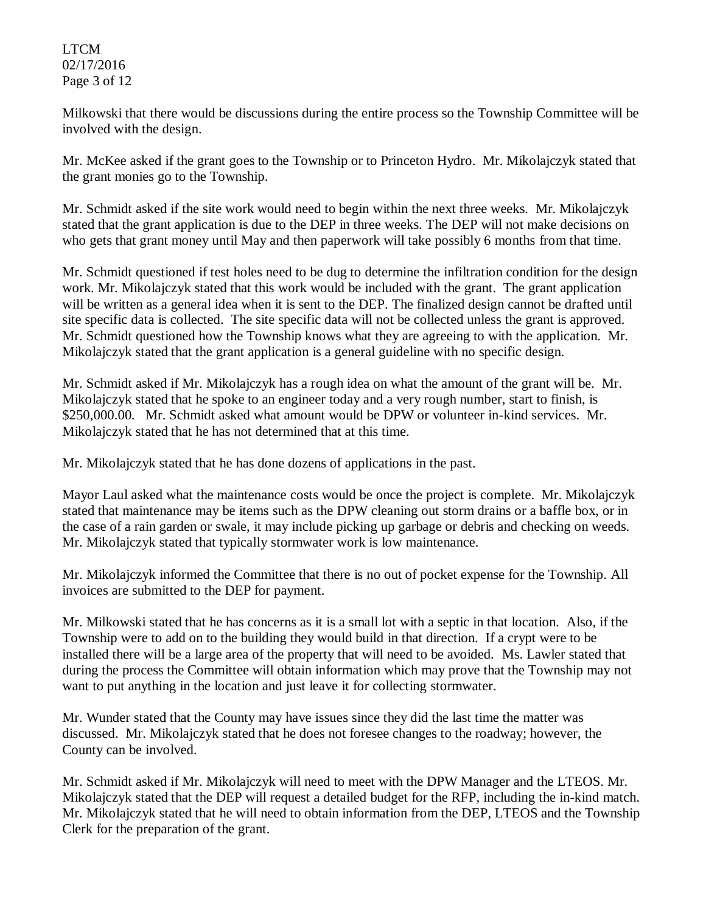Milkowski that there would be discussions during the entire process so the Township Committee will be involved with the design.

Mr. McKee asked if the grant goes to the Township or to Princeton Hydro. Mr. Mikolajczyk stated that the grant monies go to the Township.

Mr. Schmidt asked if the site work would need to begin within the next three weeks. Mr. Mikolajczyk stated that the grant application is due to the DEP in three weeks. The DEP will not make decisions on who gets that grant money until May and then paperwork will take possibly 6 months from that time.

Mr. Schmidt questioned if test holes need to be dug to determine the infiltration condition for the design work. Mr. Mikolajczyk stated that this work would be included with the grant. The grant application will be written as a general idea when it is sent to the DEP. The finalized design cannot be drafted until site specific data is collected. The site specific data will not be collected unless the grant is approved. Mr. Schmidt questioned how the Township knows what they are agreeing to with the application. Mr. Mikolajczyk stated that the grant application is a general guideline with no specific design.

Mr. Schmidt asked if Mr. Mikolajczyk has a rough idea on what the amount of the grant will be. Mr. Mikolajczyk stated that he spoke to an engineer today and a very rough number, start to finish, is $250,000.00. Mr. Schmidt asked what amount would be DPW or volunteer in-kind services. Mr. Mikolajczyk stated that he has not determined that at this time.

Mr. Mikolajczyk stated that he has done dozens of applications in the past.

Mayor Laul asked what the maintenance costs would be once the project is complete. Mr. Mikolajczyk stated that maintenance may be items such as the DPW cleaning out storm drains or a baffle box, or in the case of a rain garden or swale, it may include picking up garbage or debris and checking on weeds. Mr. Mikolajczyk stated that typically stormwater work is low maintenance.

Mr. Mikolajczyk informed the Committee that there is no out of pocket expense for the Township. All invoices are submitted to the DEP for payment.

Mr. Milkowski stated that he has concerns as it is a small lot with a septic in that location. Also, if the Township were to add on to the building they would build in that direction. If a crypt were to be installed there will be a large area of the property that will need to be avoided. Ms. Lawler stated that during the process the Committee will obtain information which may prove that the Township may not want to put anything in the location and just leave it for collecting stormwater.

Mr. Wunder stated that the County may have issues since they did the last time the matter was discussed. Mr. Mikolajczyk stated that he does not foresee changes to the roadway; however, the County can be involved.

Mr. Schmidt asked if Mr. Mikolajczyk will need to meet with the DPW Manager and the LTEOS. Mr. Mikolajczyk stated that the DEP will request a detailed budget for the RFP, including the in-kind match. Mr. Mikolajczyk stated that he will need to obtain information from the DEP, LTEOS and the Township Clerk for the preparation of the grant.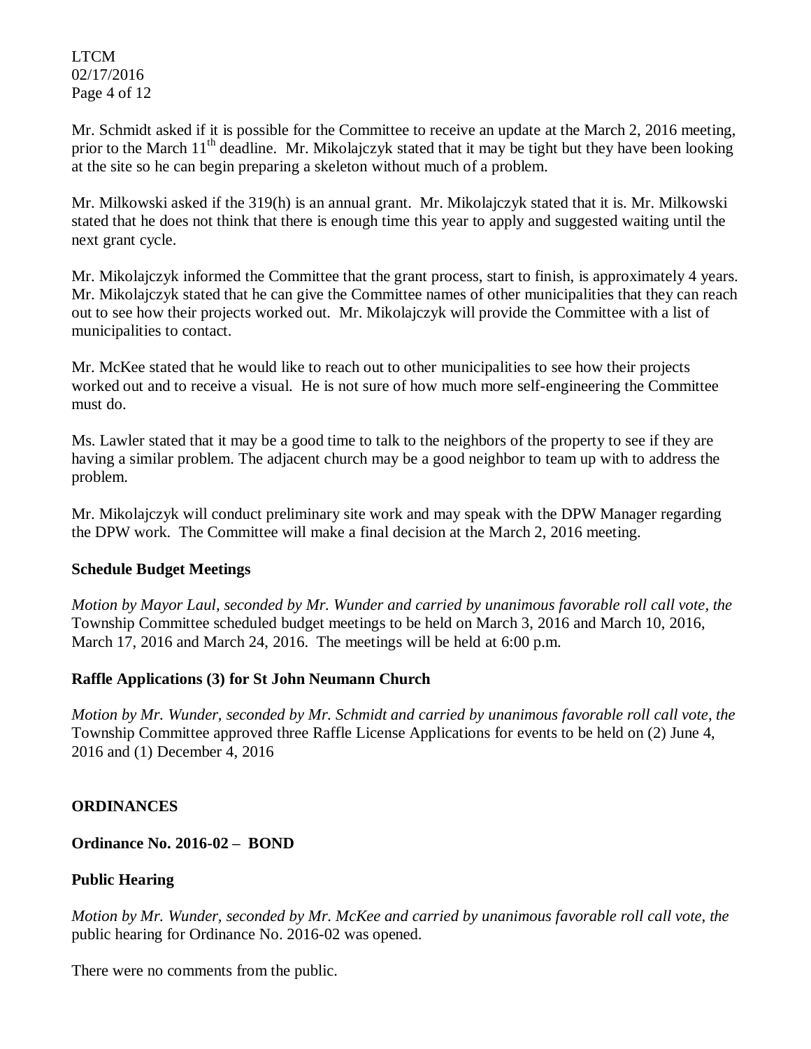Mr. Schmidt asked if it is possible for the Committee to receive an update at the March 2, 2016 meeting, prior to the March 11th deadline. Mr. Mikolajczyk stated that it may be tight but they have been looking at the site so he can begin preparing a skeleton without much of a problem.

Mr. Milkowski asked if the 319(h) is an annual grant. Mr. Mikolajczyk stated that it is. Mr. Milkowski stated that he does not think that there is enough time this year to apply and suggested waiting until the next grant cycle.

Mr. Mikolajczyk informed the Committee that the grant process, start to finish, is approximately 4 years. Mr. Mikolajczyk stated that he can give the Committee names of other municipalities that they can reach out to see how their projects worked out. Mr. Mikolajczyk will provide the Committee with a list of municipalities to contact.

Mr. McKee stated that he would like to reach out to other municipalities to see how their projects worked out and to receive a visual. He is not sure of how much more self-engineering the Committee must do.

Ms. Lawler stated that it may be a good time to talk to the neighbors of the property to see if they are having a similar problem. The adjacent church may be a good neighbor to team up with to address the problem.

Mr. Mikolajczyk will conduct preliminary site work and may speak with the DPW Manager regarding the DPW work. The Committee will make a final decision at the March 2, 2016 meeting.

**Schedule Budget Meetings**

*Motion by Mayor Laul, seconded by Mr. Wunder and carried by unanimous favorable roll call vote, the* Township Committee scheduled budget meetings to be held on March 3, 2016 and March 10, 2016, March 17, 2016 and March 24, 2016. The meetings will be held at 6:00 p.m.

**Raffle Applications (3) for St John Neumann Church**

*Motion by Mr. Wunder, seconded by Mr. Schmidt and carried by unanimous favorable roll call vote, the* Township Committee approved three Raffle License Applications for events to be held on (2) June 4, 2016 and (1) December 4, 2016

**ORDINANCES**

**Ordinance No. 2016-02 – BOND**

**Public Hearing**

*Motion by Mr. Wunder, seconded by Mr. McKee and carried by unanimous favorable roll call vote, the* public hearing for Ordinance No. 2016-02 was opened.

There were no comments from the public.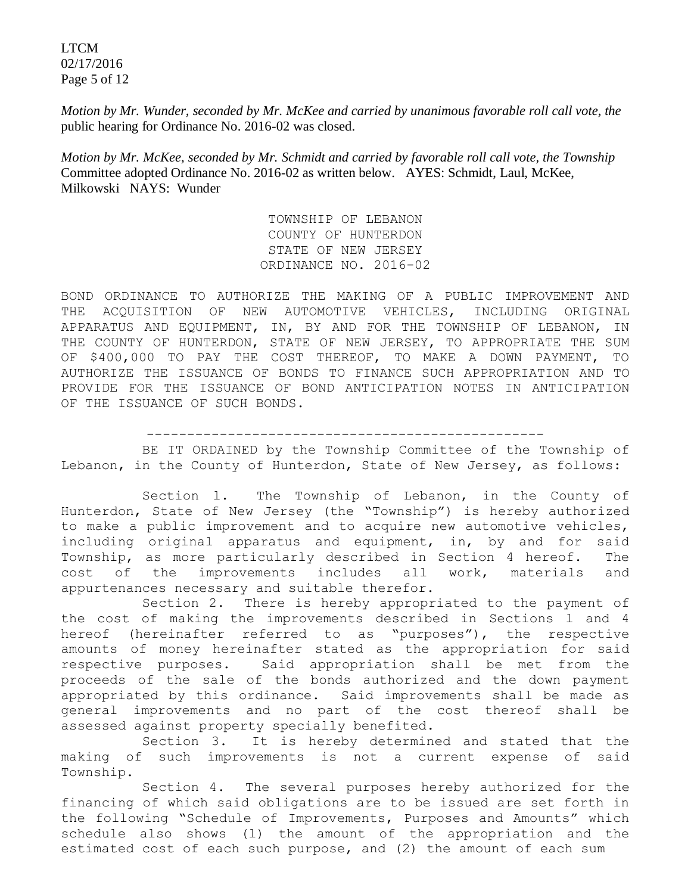*Motion by Mr. Wunder, seconded by Mr. McKee and carried by unanimous favorable roll call vote, the* public hearing for Ordinance No. 2016-02 was closed.

*Motion by Mr. McKee, seconded by Mr. Schmidt and carried by favorable roll call vote, the Township* Committee adopted Ordinance No. 2016-02 as written below. AYES: Schmidt, Laul, McKee, Milkowski NAYS: Wunder

TOWNSHIP OF LEBANON
COUNTY OF HUNTERDON
STATE OF NEW JERSEY
ORDINANCE NO. 2016-02

BOND ORDINANCE TO AUTHORIZE THE MAKING OF A PUBLIC IMPROVEMENT AND THE ACQUISITION OF NEW AUTOMOTIVE VEHICLES, INCLUDING ORIGINAL APPARATUS AND EQUIPMENT, IN, BY AND FOR THE TOWNSHIP OF LEBANON, IN THE COUNTY OF HUNTERDON, STATE OF NEW JERSEY, TO APPROPRIATE THE SUM OF $400,000 TO PAY THE COST THEREOF, TO MAKE A DOWN PAYMENT, TO AUTHORIZE THE ISSUANCE OF BONDS TO FINANCE SUCH APPROPRIATION AND TO PROVIDE FOR THE ISSUANCE OF BOND ANTICIPATION NOTES IN ANTICIPATION OF THE ISSUANCE OF SUCH BONDS.

---

BE IT ORDAINED by the Township Committee of the Township of Lebanon, in the County of Hunterdon, State of New Jersey, as follows:

Section 1. The Township of Lebanon, in the County of Hunterdon, State of New Jersey (the "Township") is hereby authorized to make a public improvement and to acquire new automotive vehicles, including original apparatus and equipment, in, by and for said Township, as more particularly described in Section 4 hereof. The cost of the improvements includes all work, materials and appurtenances necessary and suitable therefor.

Section 2. There is hereby appropriated to the payment of the cost of making the improvements described in Sections 1 and 4 hereof (hereinafter referred to as "purposes"), the respective amounts of money hereinafter stated as the appropriation for said respective purposes. Said appropriation shall be met from the proceeds of the sale of the bonds authorized and the down payment appropriated by this ordinance. Said improvements shall be made as general improvements and no part of the cost thereof shall be assessed against property specially benefited.

Section 3. It is hereby determined and stated that the making of such improvements is not a current expense of said Township.

Section 4. The several purposes hereby authorized for the financing of which said obligations are to be issued are set forth in the following "Schedule of Improvements, Purposes and Amounts" which schedule also shows (1) the amount of the appropriation and the estimated cost of each such purpose, and (2) the amount of each sum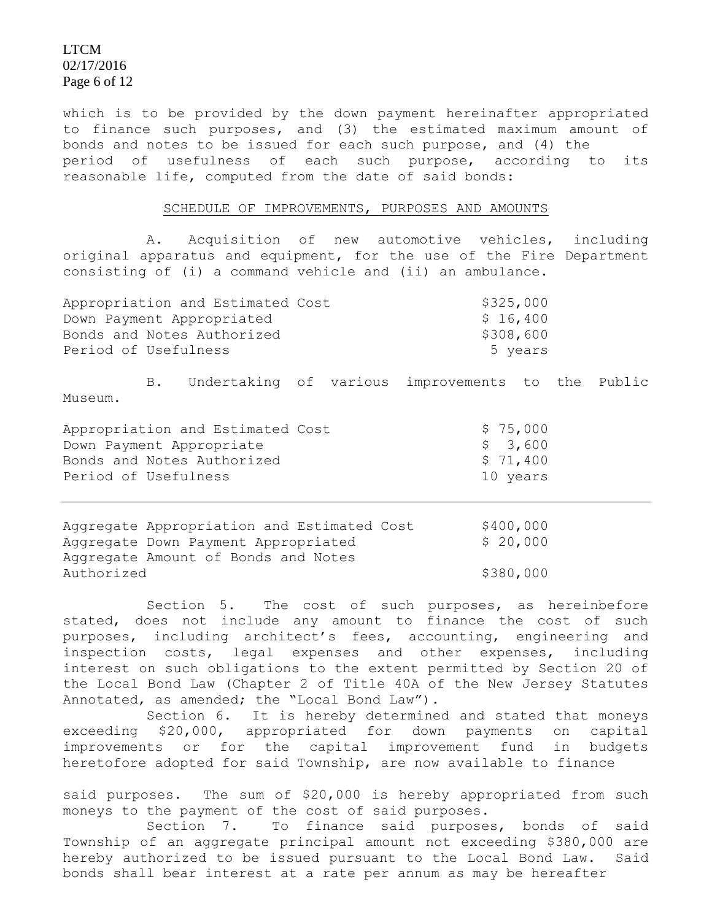which is to be provided by the down payment hereinafter appropriated to finance such purposes, and (3) the estimated maximum amount of bonds and notes to be issued for each such purpose, and (4) the period of usefulness of each such purpose, according to its reasonable life, computed from the date of said bonds:

SCHEDULE OF IMPROVEMENTS, PURPOSES AND AMOUNTS

A. Acquisition of new automotive vehicles, including original apparatus and equipment, for the use of the Fire Department consisting of (i) a command vehicle and (ii) an ambulance.

| | |
|---|---|
| Appropriation and Estimated Cost | $325,000 |
| Down Payment Appropriated | $ 16,400 |
| Bonds and Notes Authorized | $308,600 |
| Period of Usefulness | 5 years |

B. Undertaking of various improvements to the Public Museum.

| | |
|---|---|
| Appropriation and Estimated Cost | $ 75,000 |
| Down Payment Appropriate | $ 3,600 |
| Bonds and Notes Authorized | $ 71,400 |
| Period of Usefulness | 10 years |

---

| | |
|---|---|
| Aggregate Appropriation and Estimated Cost | $400,000 |
| Aggregate Down Payment Appropriated | $ 20,000 |
| Aggregate Amount of Bonds and Notes Authorized | $380,000 |

Section 5. The cost of such purposes, as hereinbefore stated, does not include any amount to finance the cost of such purposes, including architect's fees, accounting, engineering and inspection costs, legal expenses and other expenses, including interest on such obligations to the extent permitted by Section 20 of the Local Bond Law (Chapter 2 of Title 40A of the New Jersey Statutes Annotated, as amended; the "Local Bond Law").

Section 6. It is hereby determined and stated that moneys exceeding $20,000, appropriated for down payments on capital improvements or for the capital improvement fund in budgets heretofore adopted for said Township, are now available to finance said purposes. The sum of $20,000 is hereby appropriated from such moneys to the payment of the cost of said purposes.

Section 7. To finance said purposes, bonds of said Township of an aggregate principal amount not exceeding $380,000 are hereby authorized to be issued pursuant to the Local Bond Law. Said bonds shall bear interest at a rate per annum as may be hereafter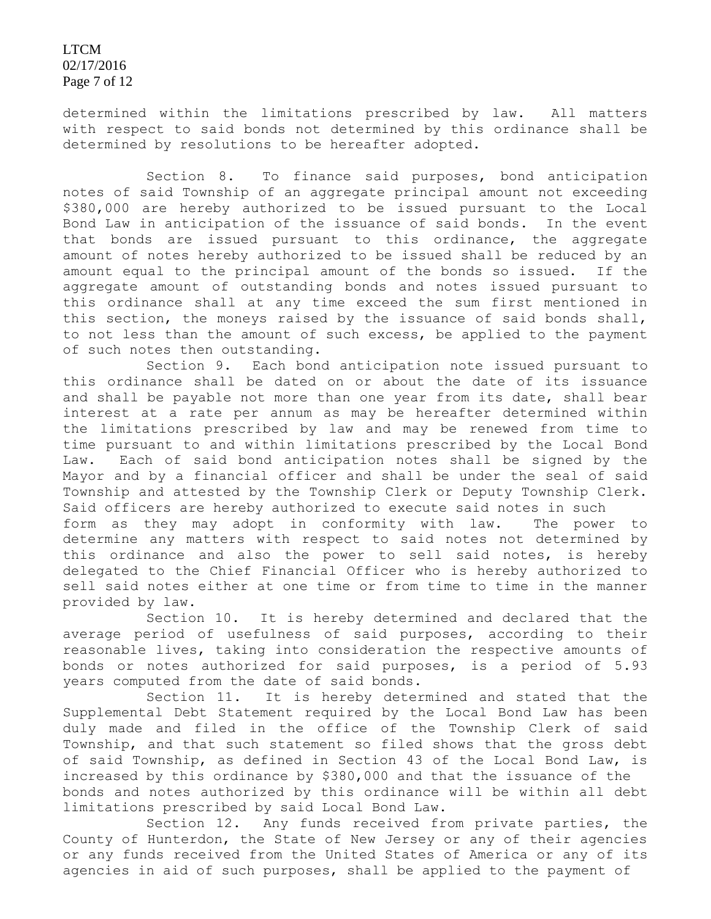determined within the limitations prescribed by law. All matters with respect to said bonds not determined by this ordinance shall be determined by resolutions to be hereafter adopted.

Section 8. To finance said purposes, bond anticipation notes of said Township of an aggregate principal amount not exceeding \$380,000 are hereby authorized to be issued pursuant to the Local Bond Law in anticipation of the issuance of said bonds. In the event that bonds are issued pursuant to this ordinance, the aggregate amount of notes hereby authorized to be issued shall be reduced by an amount equal to the principal amount of the bonds so issued. If the aggregate amount of outstanding bonds and notes issued pursuant to this ordinance shall at any time exceed the sum first mentioned in this section, the moneys raised by the issuance of said bonds shall, to not less than the amount of such excess, be applied to the payment of such notes then outstanding.

Section 9. Each bond anticipation note issued pursuant to this ordinance shall be dated on or about the date of its issuance and shall be payable not more than one year from its date, shall bear interest at a rate per annum as may be hereafter determined within the limitations prescribed by law and may be renewed from time to time pursuant to and within limitations prescribed by the Local Bond Law. Each of said bond anticipation notes shall be signed by the Mayor and by a financial officer and shall be under the seal of said Township and attested by the Township Clerk or Deputy Township Clerk. Said officers are hereby authorized to execute said notes in such form as they may adopt in conformity with law. The power to determine any matters with respect to said notes not determined by this ordinance and also the power to sell said notes, is hereby delegated to the Chief Financial Officer who is hereby authorized to sell said notes either at one time or from time to time in the manner provided by law.

Section 10. It is hereby determined and declared that the average period of usefulness of said purposes, according to their reasonable lives, taking into consideration the respective amounts of bonds or notes authorized for said purposes, is a period of 5.93 years computed from the date of said bonds.

Section 11. It is hereby determined and stated that the Supplemental Debt Statement required by the Local Bond Law has been duly made and filed in the office of the Township Clerk of said Township, and that such statement so filed shows that the gross debt of said Township, as defined in Section 43 of the Local Bond Law, is increased by this ordinance by \$380,000 and that the issuance of the bonds and notes authorized by this ordinance will be within all debt limitations prescribed by said Local Bond Law.

Section 12. Any funds received from private parties, the County of Hunterdon, the State of New Jersey or any of their agencies or any funds received from the United States of America or any of its agencies in aid of such purposes, shall be applied to the payment of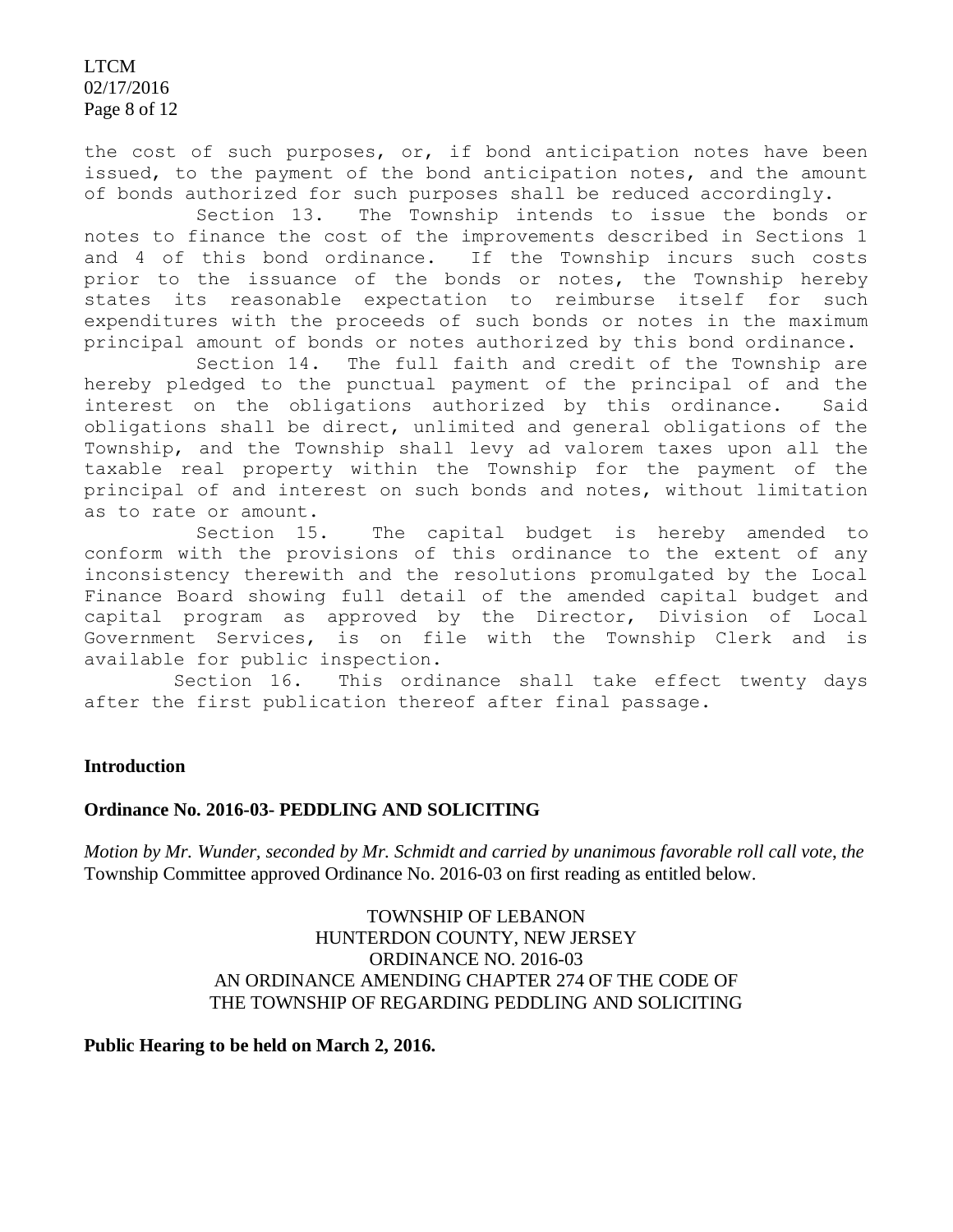the cost of such purposes, or, if bond anticipation notes have been issued, to the payment of the bond anticipation notes, and the amount of bonds authorized for such purposes shall be reduced accordingly.

Section 13. The Township intends to issue the bonds or notes to finance the cost of the improvements described in Sections 1 and 4 of this bond ordinance. If the Township incurs such costs prior to the issuance of the bonds or notes, the Township hereby states its reasonable expectation to reimburse itself for such expenditures with the proceeds of such bonds or notes in the maximum principal amount of bonds or notes authorized by this bond ordinance.

Section 14. The full faith and credit of the Township are hereby pledged to the punctual payment of the principal of and the interest on the obligations authorized by this ordinance. Said obligations shall be direct, unlimited and general obligations of the Township, and the Township shall levy ad valorem taxes upon all the taxable real property within the Township for the payment of the principal of and interest on such bonds and notes, without limitation as to rate or amount.

Section 15. The capital budget is hereby amended to conform with the provisions of this ordinance to the extent of any inconsistency therewith and the resolutions promulgated by the Local Finance Board showing full detail of the amended capital budget and capital program as approved by the Director, Division of Local Government Services, is on file with the Township Clerk and is available for public inspection.

Section 16. This ordinance shall take effect twenty days after the first publication thereof after final passage.

**Introduction**

**Ordinance No. 2016-03- PEDDLING AND SOLICITING**

*Motion by Mr. Wunder, seconded by Mr. Schmidt and carried by unanimous favorable roll call vote, the* Township Committee approved Ordinance No. 2016-03 on first reading as entitled below.

TOWNSHIP OF LEBANON
HUNTERDON COUNTY, NEW JERSEY
ORDINANCE NO. 2016-03
AN ORDINANCE AMENDING CHAPTER 274 OF THE CODE OF
THE TOWNSHIP OF REGARDING PEDDLING AND SOLICITING

**Public Hearing to be held on March 2, 2016.**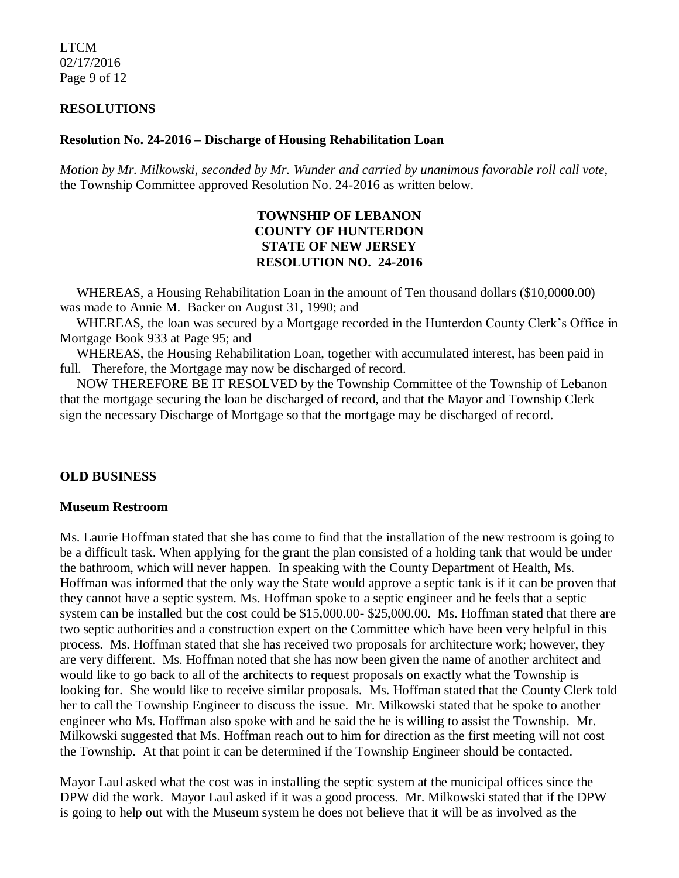**RESOLUTIONS**

**Resolution No. 24-2016 – Discharge of Housing Rehabilitation Loan**

*Motion by Mr. Milkowski, seconded by Mr. Wunder and carried by unanimous favorable roll call vote,* the Township Committee approved Resolution No. 24-2016 as written below.

**TOWNSHIP OF LEBANON**
**COUNTY OF HUNTERDON**
**STATE OF NEW JERSEY**
**RESOLUTION NO. 24-2016**

WHEREAS, a Housing Rehabilitation Loan in the amount of Ten thousand dollars ($10,0000.00) was made to Annie M. Backer on August 31, 1990; and

WHEREAS, the loan was secured by a Mortgage recorded in the Hunterdon County Clerk's Office in Mortgage Book 933 at Page 95; and

WHEREAS, the Housing Rehabilitation Loan, together with accumulated interest, has been paid in full. Therefore, the Mortgage may now be discharged of record.

NOW THEREFORE BE IT RESOLVED by the Township Committee of the Township of Lebanon that the mortgage securing the loan be discharged of record, and that the Mayor and Township Clerk sign the necessary Discharge of Mortgage so that the mortgage may be discharged of record.

**OLD BUSINESS**

**Museum Restroom**

Ms. Laurie Hoffman stated that she has come to find that the installation of the new restroom is going to be a difficult task. When applying for the grant the plan consisted of a holding tank that would be under the bathroom, which will never happen. In speaking with the County Department of Health, Ms. Hoffman was informed that the only way the State would approve a septic tank is if it can be proven that they cannot have a septic system. Ms. Hoffman spoke to a septic engineer and he feels that a septic system can be installed but the cost could be $15,000.00- $25,000.00. Ms. Hoffman stated that there are two septic authorities and a construction expert on the Committee which have been very helpful in this process. Ms. Hoffman stated that she has received two proposals for architecture work; however, they are very different. Ms. Hoffman noted that she has now been given the name of another architect and would like to go back to all of the architects to request proposals on exactly what the Township is looking for. She would like to receive similar proposals. Ms. Hoffman stated that the County Clerk told her to call the Township Engineer to discuss the issue. Mr. Milkowski stated that he spoke to another engineer who Ms. Hoffman also spoke with and he said the he is willing to assist the Township. Mr. Milkowski suggested that Ms. Hoffman reach out to him for direction as the first meeting will not cost the Township. At that point it can be determined if the Township Engineer should be contacted.

Mayor Laul asked what the cost was in installing the septic system at the municipal offices since the DPW did the work. Mayor Laul asked if it was a good process. Mr. Milkowski stated that if the DPW is going to help out with the Museum system he does not believe that it will be as involved as the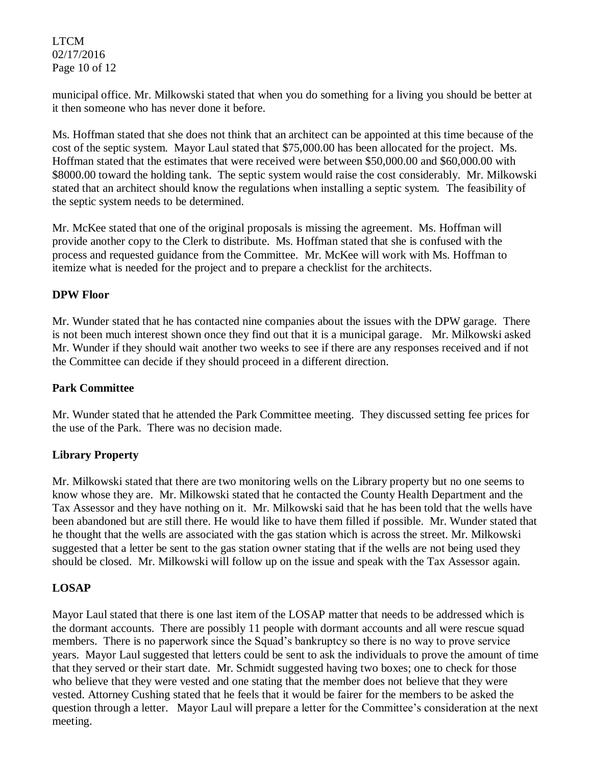municipal office. Mr. Milkowski stated that when you do something for a living you should be better at it then someone who has never done it before.

Ms. Hoffman stated that she does not think that an architect can be appointed at this time because of the cost of the septic system. Mayor Laul stated that $75,000.00 has been allocated for the project. Ms. Hoffman stated that the estimates that were received were between $50,000.00 and $60,000.00 with $8000.00 toward the holding tank. The septic system would raise the cost considerably. Mr. Milkowski stated that an architect should know the regulations when installing a septic system. The feasibility of the septic system needs to be determined.

Mr. McKee stated that one of the original proposals is missing the agreement. Ms. Hoffman will provide another copy to the Clerk to distribute. Ms. Hoffman stated that she is confused with the process and requested guidance from the Committee. Mr. McKee will work with Ms. Hoffman to itemize what is needed for the project and to prepare a checklist for the architects.

**DPW Floor**

Mr. Wunder stated that he has contacted nine companies about the issues with the DPW garage. There is not been much interest shown once they find out that it is a municipal garage. Mr. Milkowski asked Mr. Wunder if they should wait another two weeks to see if there are any responses received and if not the Committee can decide if they should proceed in a different direction.

**Park Committee**

Mr. Wunder stated that he attended the Park Committee meeting. They discussed setting fee prices for the use of the Park. There was no decision made.

**Library Property**

Mr. Milkowski stated that there are two monitoring wells on the Library property but no one seems to know whose they are. Mr. Milkowski stated that he contacted the County Health Department and the Tax Assessor and they have nothing on it. Mr. Milkowski said that he has been told that the wells have been abandoned but are still there. He would like to have them filled if possible. Mr. Wunder stated that he thought that the wells are associated with the gas station which is across the street. Mr. Milkowski suggested that a letter be sent to the gas station owner stating that if the wells are not being used they should be closed. Mr. Milkowski will follow up on the issue and speak with the Tax Assessor again.

**LOSAP**

Mayor Laul stated that there is one last item of the LOSAP matter that needs to be addressed which is the dormant accounts. There are possibly 11 people with dormant accounts and all were rescue squad members. There is no paperwork since the Squad's bankruptcy so there is no way to prove service years. Mayor Laul suggested that letters could be sent to ask the individuals to prove the amount of time that they served or their start date. Mr. Schmidt suggested having two boxes; one to check for those who believe that they were vested and one stating that the member does not believe that they were vested. Attorney Cushing stated that he feels that it would be fairer for the members to be asked the question through a letter. Mayor Laul will prepare a letter for the Committee's consideration at the next meeting.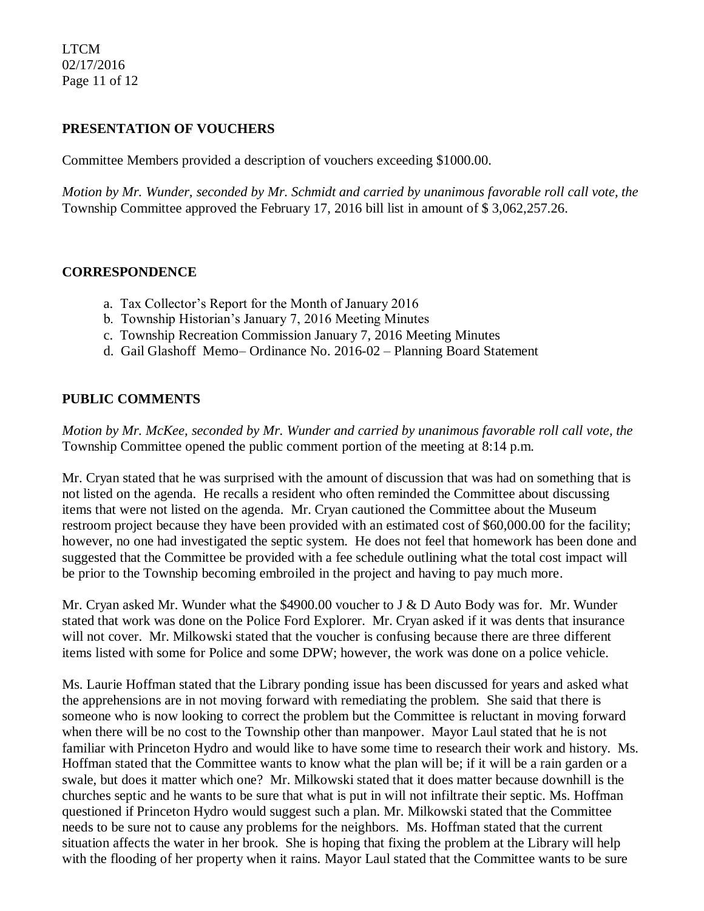## PRESENTATION OF VOUCHERS

Committee Members provided a description of vouchers exceeding $1000.00.

*Motion by Mr. Wunder, seconded by Mr. Schmidt and carried by unanimous favorable roll call vote, the* Township Committee approved the February 17, 2016 bill list in amount of $ 3,062,257.26.

## CORRESPONDENCE

a. Tax Collector's Report for the Month of January 2016
b. Township Historian's January 7, 2016 Meeting Minutes
c. Township Recreation Commission January 7, 2016 Meeting Minutes
d. Gail Glashoff Memo– Ordinance No. 2016-02 – Planning Board Statement

## PUBLIC COMMENTS

*Motion by Mr. McKee, seconded by Mr. Wunder and carried by unanimous favorable roll call vote, the* Township Committee opened the public comment portion of the meeting at 8:14 p.m.

Mr. Cryan stated that he was surprised with the amount of discussion that was had on something that is not listed on the agenda. He recalls a resident who often reminded the Committee about discussing items that were not listed on the agenda. Mr. Cryan cautioned the Committee about the Museum restroom project because they have been provided with an estimated cost of $60,000.00 for the facility; however, no one had investigated the septic system. He does not feel that homework has been done and suggested that the Committee be provided with a fee schedule outlining what the total cost impact will be prior to the Township becoming embroiled in the project and having to pay much more.

Mr. Cryan asked Mr. Wunder what the $4900.00 voucher to J & D Auto Body was for. Mr. Wunder stated that work was done on the Police Ford Explorer. Mr. Cryan asked if it was dents that insurance will not cover. Mr. Milkowski stated that the voucher is confusing because there are three different items listed with some for Police and some DPW; however, the work was done on a police vehicle.

Ms. Laurie Hoffman stated that the Library ponding issue has been discussed for years and asked what the apprehensions are in not moving forward with remediating the problem. She said that there is someone who is now looking to correct the problem but the Committee is reluctant in moving forward when there will be no cost to the Township other than manpower. Mayor Laul stated that he is not familiar with Princeton Hydro and would like to have some time to research their work and history. Ms. Hoffman stated that the Committee wants to know what the plan will be; if it will be a rain garden or a swale, but does it matter which one? Mr. Milkowski stated that it does matter because downhill is the churches septic and he wants to be sure that what is put in will not infiltrate their septic. Ms. Hoffman questioned if Princeton Hydro would suggest such a plan. Mr. Milkowski stated that the Committee needs to be sure not to cause any problems for the neighbors. Ms. Hoffman stated that the current situation affects the water in her brook. She is hoping that fixing the problem at the Library will help with the flooding of her property when it rains. Mayor Laul stated that the Committee wants to be sure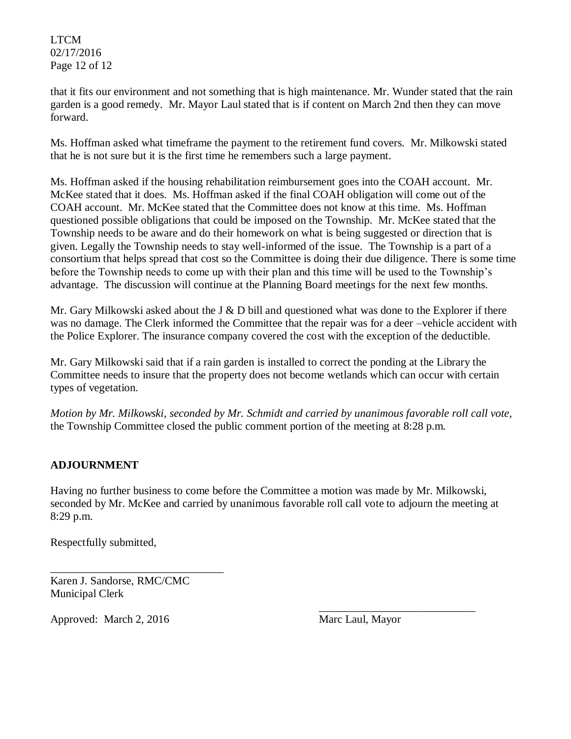that it fits our environment and not something that is high maintenance. Mr. Wunder stated that the rain garden is a good remedy. Mr. Mayor Laul stated that is if content on March 2nd then they can move forward.

Ms. Hoffman asked what timeframe the payment to the retirement fund covers. Mr. Milkowski stated that he is not sure but it is the first time he remembers such a large payment.

Ms. Hoffman asked if the housing rehabilitation reimbursement goes into the COAH account. Mr. McKee stated that it does. Ms. Hoffman asked if the final COAH obligation will come out of the COAH account. Mr. McKee stated that the Committee does not know at this time. Ms. Hoffman questioned possible obligations that could be imposed on the Township. Mr. McKee stated that the Township needs to be aware and do their homework on what is being suggested or direction that is given. Legally the Township needs to stay well-informed of the issue. The Township is a part of a consortium that helps spread that cost so the Committee is doing their due diligence. There is some time before the Township needs to come up with their plan and this time will be used to the Township's advantage. The discussion will continue at the Planning Board meetings for the next few months.

Mr. Gary Milkowski asked about the J & D bill and questioned what was done to the Explorer if there was no damage. The Clerk informed the Committee that the repair was for a deer –vehicle accident with the Police Explorer. The insurance company covered the cost with the exception of the deductible.

Mr. Gary Milkowski said that if a rain garden is installed to correct the ponding at the Library the Committee needs to insure that the property does not become wetlands which can occur with certain types of vegetation.

*Motion by Mr. Milkowski, seconded by Mr. Schmidt and carried by unanimous favorable roll call vote,* the Township Committee closed the public comment portion of the meeting at 8:28 p.m.

**ADJOURNMENT**

Having no further business to come before the Committee a motion was made by Mr. Milkowski, seconded by Mr. McKee and carried by unanimous favorable roll call vote to adjourn the meeting at 8:29 p.m.

Respectfully submitted,

_______________________________
Karen J. Sandorse, RMC/CMC
Municipal Clerk

_____________________________
Marc Laul, Mayor

Approved: March 2, 2016